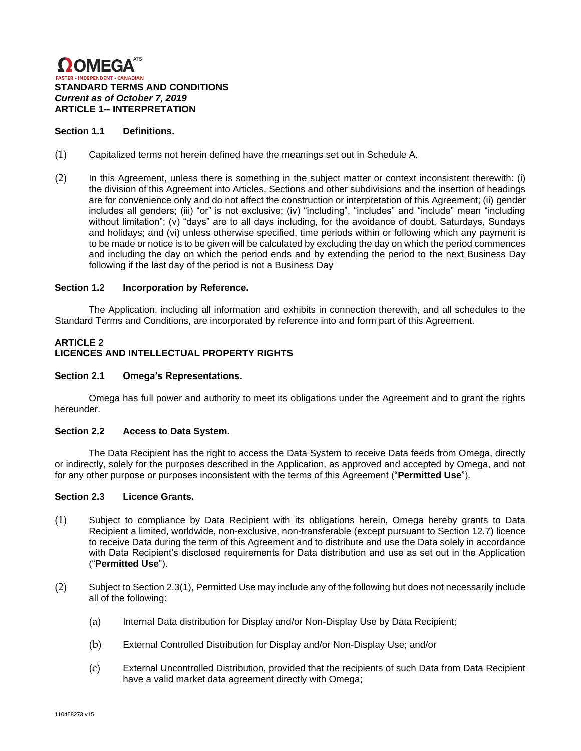**ΩOMEGA** ATS

FASTER - INDEPENDENT - CANADIAN

# STANDARD TERMS AND CONDITIONS

***Current as of October 7, 2019***

## ARTICLE 1-- INTERPRETATION

### Section 1.1 Definitions.

(1) Capitalized terms not herein defined have the meanings set out in Schedule A.

(2) In this Agreement, unless there is something in the subject matter or context inconsistent therewith: (i) the division of this Agreement into Articles, Sections and other subdivisions and the insertion of headings are for convenience only and do not affect the construction or interpretation of this Agreement; (ii) gender includes all genders; (iii) "or" is not exclusive; (iv) "including", "includes" and "include" mean "including without limitation"; (v) "days" are to all days including, for the avoidance of doubt, Saturdays, Sundays and holidays; and (vi) unless otherwise specified, time periods within or following which any payment is to be made or notice is to be given will be calculated by excluding the day on which the period commences and including the day on which the period ends and by extending the period to the next Business Day following if the last day of the period is not a Business Day

### Section 1.2 Incorporation by Reference.

The Application, including all information and exhibits in connection therewith, and all schedules to the Standard Terms and Conditions, are incorporated by reference into and form part of this Agreement.

## ARTICLE 2
## LICENCES AND INTELLECTUAL PROPERTY RIGHTS

### Section 2.1 Omega's Representations.

Omega has full power and authority to meet its obligations under the Agreement and to grant the rights hereunder.

### Section 2.2 Access to Data System.

The Data Recipient has the right to access the Data System to receive Data feeds from Omega, directly or indirectly, solely for the purposes described in the Application, as approved and accepted by Omega, and not for any other purpose or purposes inconsistent with the terms of this Agreement ("**Permitted Use**").

### Section 2.3 Licence Grants.

(1) Subject to compliance by Data Recipient with its obligations herein, Omega hereby grants to Data Recipient a limited, worldwide, non-exclusive, non-transferable (except pursuant to Section 12.7) licence to receive Data during the term of this Agreement and to distribute and use the Data solely in accordance with Data Recipient's disclosed requirements for Data distribution and use as set out in the Application ("**Permitted Use**").

(2) Subject to Section 2.3(1), Permitted Use may include any of the following but does not necessarily include all of the following:

(a) Internal Data distribution for Display and/or Non-Display Use by Data Recipient;

(b) External Controlled Distribution for Display and/or Non-Display Use; and/or

(c) External Uncontrolled Distribution, provided that the recipients of such Data from Data Recipient have a valid market data agreement directly with Omega;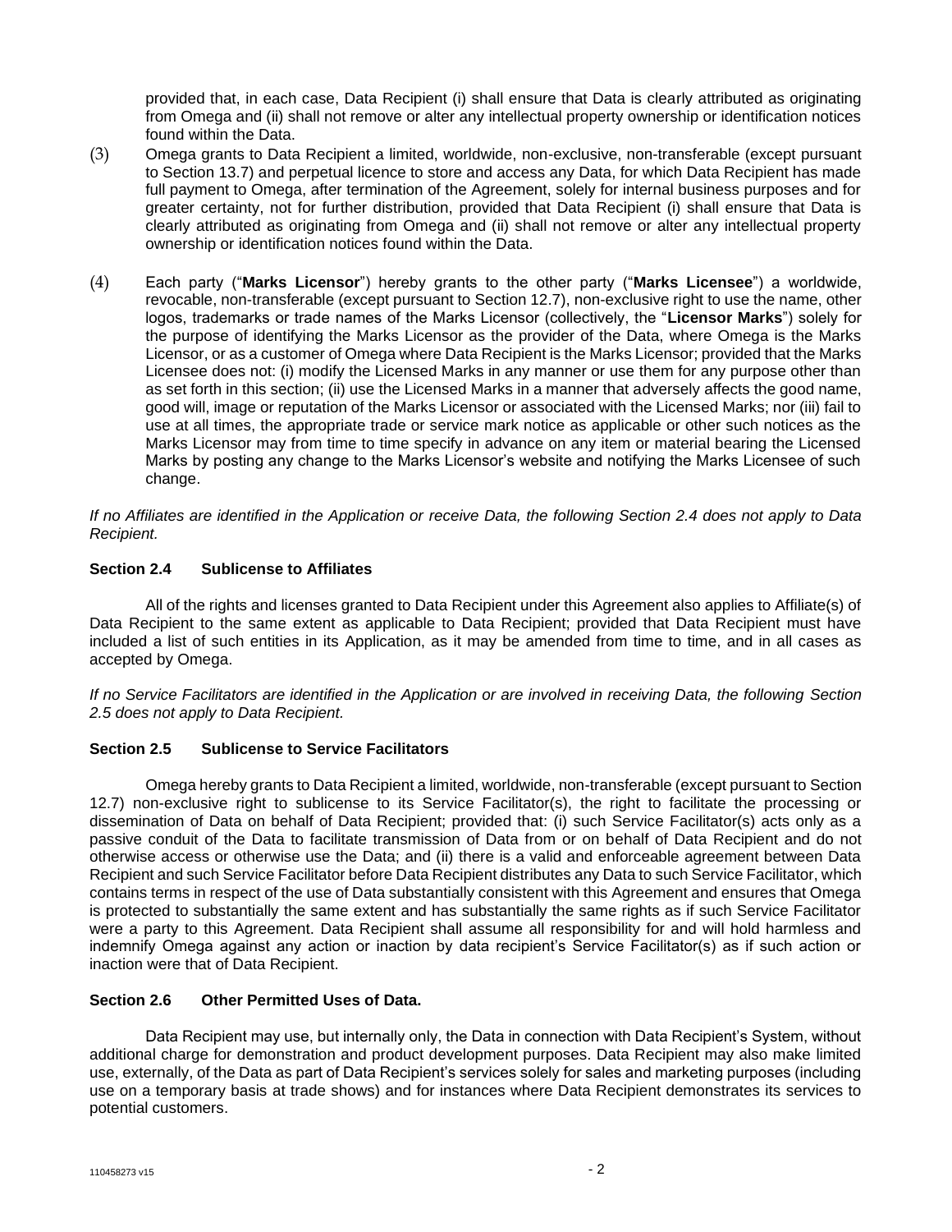provided that, in each case, Data Recipient (i) shall ensure that Data is clearly attributed as originating from Omega and (ii) shall not remove or alter any intellectual property ownership or identification notices found within the Data.

(3) Omega grants to Data Recipient a limited, worldwide, non-exclusive, non-transferable (except pursuant to Section 13.7) and perpetual licence to store and access any Data, for which Data Recipient has made full payment to Omega, after termination of the Agreement, solely for internal business purposes and for greater certainty, not for further distribution, provided that Data Recipient (i) shall ensure that Data is clearly attributed as originating from Omega and (ii) shall not remove or alter any intellectual property ownership or identification notices found within the Data.

(4) Each party ("**Marks Licensor**") hereby grants to the other party ("**Marks Licensee**") a worldwide, revocable, non-transferable (except pursuant to Section 12.7), non-exclusive right to use the name, other logos, trademarks or trade names of the Marks Licensor (collectively, the "**Licensor Marks**") solely for the purpose of identifying the Marks Licensor as the provider of the Data, where Omega is the Marks Licensor, or as a customer of Omega where Data Recipient is the Marks Licensor; provided that the Marks Licensee does not: (i) modify the Licensed Marks in any manner or use them for any purpose other than as set forth in this section; (ii) use the Licensed Marks in a manner that adversely affects the good name, good will, image or reputation of the Marks Licensor or associated with the Licensed Marks; nor (iii) fail to use at all times, the appropriate trade or service mark notice as applicable or other such notices as the Marks Licensor may from time to time specify in advance on any item or material bearing the Licensed Marks by posting any change to the Marks Licensor's website and notifying the Marks Licensee of such change.

*If no Affiliates are identified in the Application or receive Data, the following Section 2.4 does not apply to Data Recipient.*

### Section 2.4 Sublicense to Affiliates

All of the rights and licenses granted to Data Recipient under this Agreement also applies to Affiliate(s) of Data Recipient to the same extent as applicable to Data Recipient; provided that Data Recipient must have included a list of such entities in its Application, as it may be amended from time to time, and in all cases as accepted by Omega.

*If no Service Facilitators are identified in the Application or are involved in receiving Data, the following Section 2.5 does not apply to Data Recipient.*

### Section 2.5 Sublicense to Service Facilitators

Omega hereby grants to Data Recipient a limited, worldwide, non-transferable (except pursuant to Section 12.7) non-exclusive right to sublicense to its Service Facilitator(s), the right to facilitate the processing or dissemination of Data on behalf of Data Recipient; provided that: (i) such Service Facilitator(s) acts only as a passive conduit of the Data to facilitate transmission of Data from or on behalf of Data Recipient and do not otherwise access or otherwise use the Data; and (ii) there is a valid and enforceable agreement between Data Recipient and such Service Facilitator before Data Recipient distributes any Data to such Service Facilitator, which contains terms in respect of the use of Data substantially consistent with this Agreement and ensures that Omega is protected to substantially the same extent and has substantially the same rights as if such Service Facilitator were a party to this Agreement. Data Recipient shall assume all responsibility for and will hold harmless and indemnify Omega against any action or inaction by data recipient's Service Facilitator(s) as if such action or inaction were that of Data Recipient.

### Section 2.6 Other Permitted Uses of Data.

Data Recipient may use, but internally only, the Data in connection with Data Recipient's System, without additional charge for demonstration and product development purposes. Data Recipient may also make limited use, externally, of the Data as part of Data Recipient's services solely for sales and marketing purposes (including use on a temporary basis at trade shows) and for instances where Data Recipient demonstrates its services to potential customers.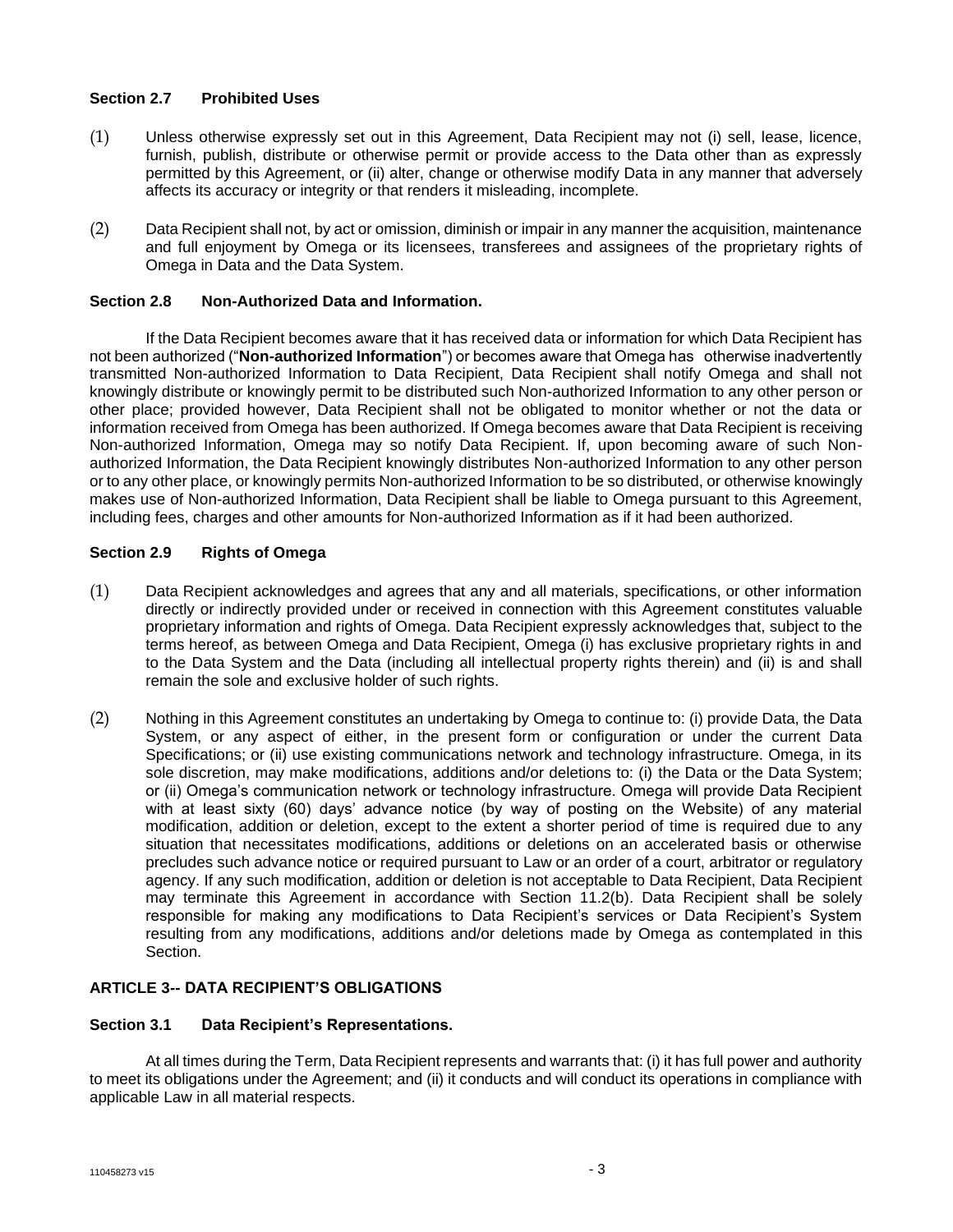### Section 2.7 Prohibited Uses

(1) Unless otherwise expressly set out in this Agreement, Data Recipient may not (i) sell, lease, licence, furnish, publish, distribute or otherwise permit or provide access to the Data other than as expressly permitted by this Agreement, or (ii) alter, change or otherwise modify Data in any manner that adversely affects its accuracy or integrity or that renders it misleading, incomplete.

(2) Data Recipient shall not, by act or omission, diminish or impair in any manner the acquisition, maintenance and full enjoyment by Omega or its licensees, transferees and assignees of the proprietary rights of Omega in Data and the Data System.

### Section 2.8 Non-Authorized Data and Information.

If the Data Recipient becomes aware that it has received data or information for which Data Recipient has not been authorized ("**Non-authorized Information**") or becomes aware that Omega has otherwise inadvertently transmitted Non-authorized Information to Data Recipient, Data Recipient shall notify Omega and shall not knowingly distribute or knowingly permit to be distributed such Non-authorized Information to any other person or other place; provided however, Data Recipient shall not be obligated to monitor whether or not the data or information received from Omega has been authorized. If Omega becomes aware that Data Recipient is receiving Non-authorized Information, Omega may so notify Data Recipient. If, upon becoming aware of such Non-authorized Information, the Data Recipient knowingly distributes Non-authorized Information to any other person or to any other place, or knowingly permits Non-authorized Information to be so distributed, or otherwise knowingly makes use of Non-authorized Information, Data Recipient shall be liable to Omega pursuant to this Agreement, including fees, charges and other amounts for Non-authorized Information as if it had been authorized.

### Section 2.9 Rights of Omega

(1) Data Recipient acknowledges and agrees that any and all materials, specifications, or other information directly or indirectly provided under or received in connection with this Agreement constitutes valuable proprietary information and rights of Omega. Data Recipient expressly acknowledges that, subject to the terms hereof, as between Omega and Data Recipient, Omega (i) has exclusive proprietary rights in and to the Data System and the Data (including all intellectual property rights therein) and (ii) is and shall remain the sole and exclusive holder of such rights.

(2) Nothing in this Agreement constitutes an undertaking by Omega to continue to: (i) provide Data, the Data System, or any aspect of either, in the present form or configuration or under the current Data Specifications; or (ii) use existing communications network and technology infrastructure. Omega, in its sole discretion, may make modifications, additions and/or deletions to: (i) the Data or the Data System; or (ii) Omega's communication network or technology infrastructure. Omega will provide Data Recipient with at least sixty (60) days' advance notice (by way of posting on the Website) of any material modification, addition or deletion, except to the extent a shorter period of time is required due to any situation that necessitates modifications, additions or deletions on an accelerated basis or otherwise precludes such advance notice or required pursuant to Law or an order of a court, arbitrator or regulatory agency. If any such modification, addition or deletion is not acceptable to Data Recipient, Data Recipient may terminate this Agreement in accordance with Section 11.2(b). Data Recipient shall be solely responsible for making any modifications to Data Recipient's services or Data Recipient's System resulting from any modifications, additions and/or deletions made by Omega as contemplated in this Section.

## ARTICLE 3-- DATA RECIPIENT'S OBLIGATIONS

### Section 3.1 Data Recipient's Representations.

At all times during the Term, Data Recipient represents and warrants that: (i) it has full power and authority to meet its obligations under the Agreement; and (ii) it conducts and will conduct its operations in compliance with applicable Law in all material respects.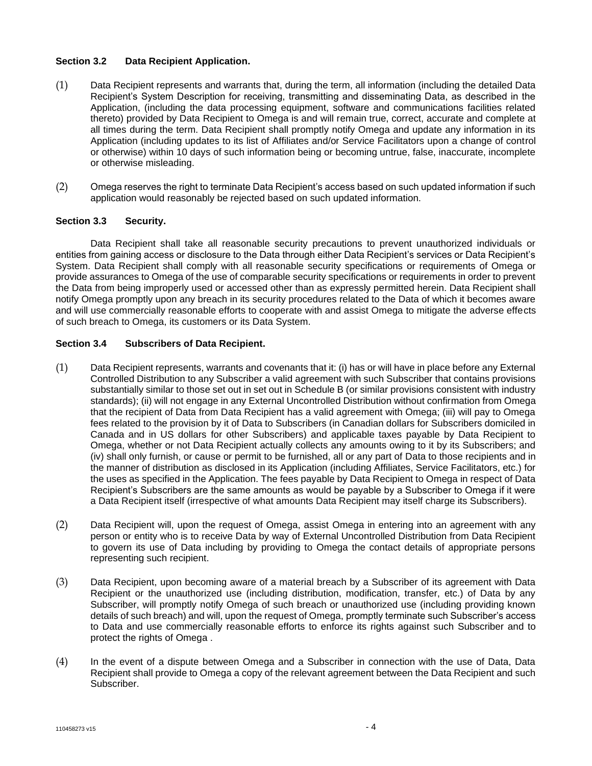### Section 3.2 Data Recipient Application.

(1) Data Recipient represents and warrants that, during the term, all information (including the detailed Data Recipient's System Description for receiving, transmitting and disseminating Data, as described in the Application, (including the data processing equipment, software and communications facilities related thereto) provided by Data Recipient to Omega is and will remain true, correct, accurate and complete at all times during the term. Data Recipient shall promptly notify Omega and update any information in its Application (including updates to its list of Affiliates and/or Service Facilitators upon a change of control or otherwise) within 10 days of such information being or becoming untrue, false, inaccurate, incomplete or otherwise misleading.

(2) Omega reserves the right to terminate Data Recipient's access based on such updated information if such application would reasonably be rejected based on such updated information.

### Section 3.3 Security.

Data Recipient shall take all reasonable security precautions to prevent unauthorized individuals or entities from gaining access or disclosure to the Data through either Data Recipient's services or Data Recipient's System. Data Recipient shall comply with all reasonable security specifications or requirements of Omega or provide assurances to Omega of the use of comparable security specifications or requirements in order to prevent the Data from being improperly used or accessed other than as expressly permitted herein. Data Recipient shall notify Omega promptly upon any breach in its security procedures related to the Data of which it becomes aware and will use commercially reasonable efforts to cooperate with and assist Omega to mitigate the adverse effects of such breach to Omega, its customers or its Data System.

### Section 3.4 Subscribers of Data Recipient.

(1) Data Recipient represents, warrants and covenants that it: (i) has or will have in place before any External Controlled Distribution to any Subscriber a valid agreement with such Subscriber that contains provisions substantially similar to those set out in set out in Schedule B (or similar provisions consistent with industry standards); (ii) will not engage in any External Uncontrolled Distribution without confirmation from Omega that the recipient of Data from Data Recipient has a valid agreement with Omega; (iii) will pay to Omega fees related to the provision by it of Data to Subscribers (in Canadian dollars for Subscribers domiciled in Canada and in US dollars for other Subscribers) and applicable taxes payable by Data Recipient to Omega, whether or not Data Recipient actually collects any amounts owing to it by its Subscribers; and (iv) shall only furnish, or cause or permit to be furnished, all or any part of Data to those recipients and in the manner of distribution as disclosed in its Application (including Affiliates, Service Facilitators, etc.) for the uses as specified in the Application. The fees payable by Data Recipient to Omega in respect of Data Recipient's Subscribers are the same amounts as would be payable by a Subscriber to Omega if it were a Data Recipient itself (irrespective of what amounts Data Recipient may itself charge its Subscribers).

(2) Data Recipient will, upon the request of Omega, assist Omega in entering into an agreement with any person or entity who is to receive Data by way of External Uncontrolled Distribution from Data Recipient to govern its use of Data including by providing to Omega the contact details of appropriate persons representing such recipient.

(3) Data Recipient, upon becoming aware of a material breach by a Subscriber of its agreement with Data Recipient or the unauthorized use (including distribution, modification, transfer, etc.) of Data by any Subscriber, will promptly notify Omega of such breach or unauthorized use (including providing known details of such breach) and will, upon the request of Omega, promptly terminate such Subscriber's access to Data and use commercially reasonable efforts to enforce its rights against such Subscriber and to protect the rights of Omega .

(4) In the event of a dispute between Omega and a Subscriber in connection with the use of Data, Data Recipient shall provide to Omega a copy of the relevant agreement between the Data Recipient and such Subscriber.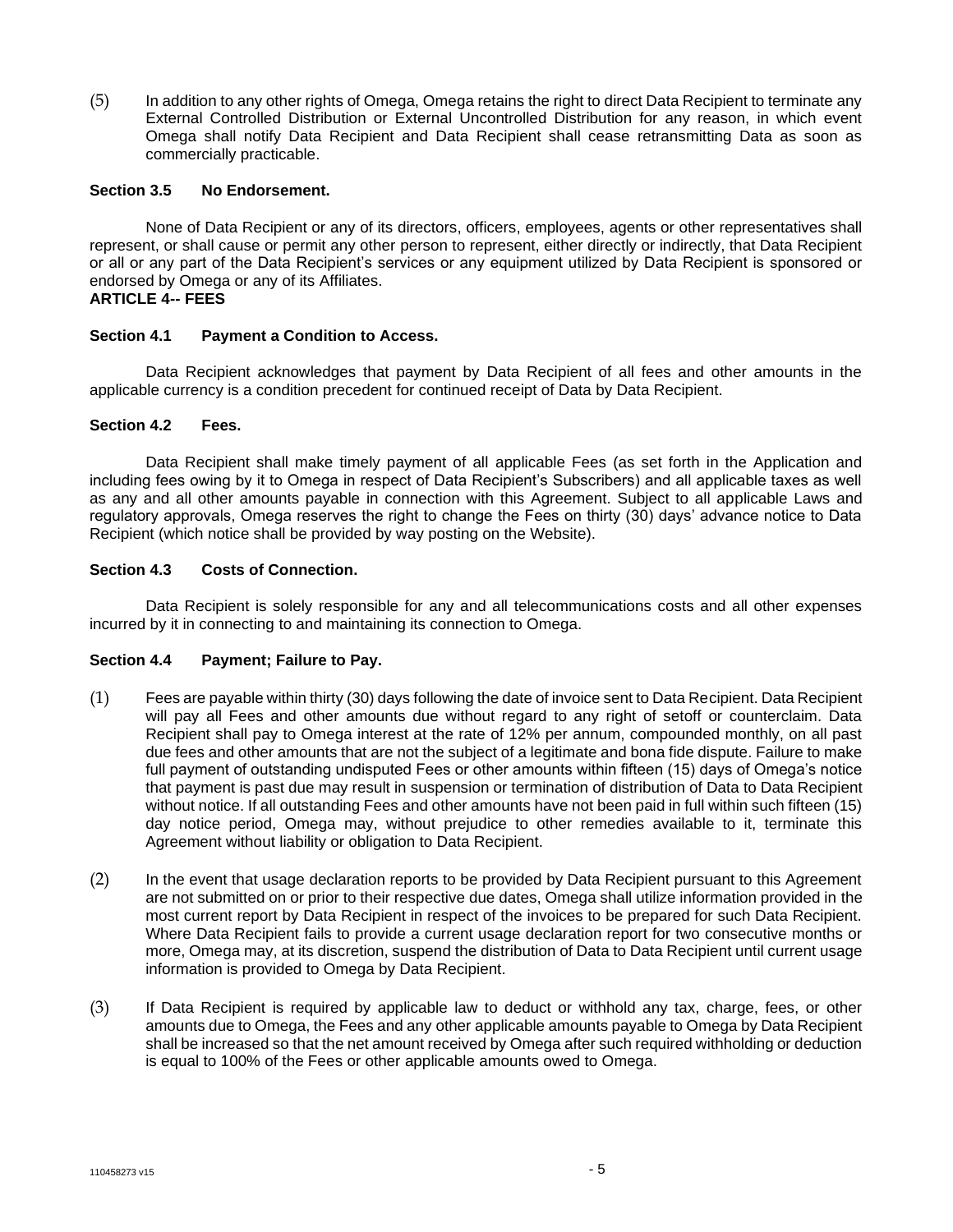(5) In addition to any other rights of Omega, Omega retains the right to direct Data Recipient to terminate any External Controlled Distribution or External Uncontrolled Distribution for any reason, in which event Omega shall notify Data Recipient and Data Recipient shall cease retransmitting Data as soon as commercially practicable.

**Section 3.5 No Endorsement.**

None of Data Recipient or any of its directors, officers, employees, agents or other representatives shall represent, or shall cause or permit any other person to represent, either directly or indirectly, that Data Recipient or all or any part of the Data Recipient's services or any equipment utilized by Data Recipient is sponsored or endorsed by Omega or any of its Affiliates.

**ARTICLE 4-- FEES**

**Section 4.1 Payment a Condition to Access.**

Data Recipient acknowledges that payment by Data Recipient of all fees and other amounts in the applicable currency is a condition precedent for continued receipt of Data by Data Recipient.

**Section 4.2 Fees.**

Data Recipient shall make timely payment of all applicable Fees (as set forth in the Application and including fees owing by it to Omega in respect of Data Recipient's Subscribers) and all applicable taxes as well as any and all other amounts payable in connection with this Agreement. Subject to all applicable Laws and regulatory approvals, Omega reserves the right to change the Fees on thirty (30) days' advance notice to Data Recipient (which notice shall be provided by way posting on the Website).

**Section 4.3 Costs of Connection.**

Data Recipient is solely responsible for any and all telecommunications costs and all other expenses incurred by it in connecting to and maintaining its connection to Omega.

**Section 4.4 Payment; Failure to Pay.**

(1) Fees are payable within thirty (30) days following the date of invoice sent to Data Recipient. Data Recipient will pay all Fees and other amounts due without regard to any right of setoff or counterclaim. Data Recipient shall pay to Omega interest at the rate of 12% per annum, compounded monthly, on all past due fees and other amounts that are not the subject of a legitimate and bona fide dispute. Failure to make full payment of outstanding undisputed Fees or other amounts within fifteen (15) days of Omega's notice that payment is past due may result in suspension or termination of distribution of Data to Data Recipient without notice. If all outstanding Fees and other amounts have not been paid in full within such fifteen (15) day notice period, Omega may, without prejudice to other remedies available to it, terminate this Agreement without liability or obligation to Data Recipient.

(2) In the event that usage declaration reports to be provided by Data Recipient pursuant to this Agreement are not submitted on or prior to their respective due dates, Omega shall utilize information provided in the most current report by Data Recipient in respect of the invoices to be prepared for such Data Recipient. Where Data Recipient fails to provide a current usage declaration report for two consecutive months or more, Omega may, at its discretion, suspend the distribution of Data to Data Recipient until current usage information is provided to Omega by Data Recipient.

(3) If Data Recipient is required by applicable law to deduct or withhold any tax, charge, fees, or other amounts due to Omega, the Fees and any other applicable amounts payable to Omega by Data Recipient shall be increased so that the net amount received by Omega after such required withholding or deduction is equal to 100% of the Fees or other applicable amounts owed to Omega.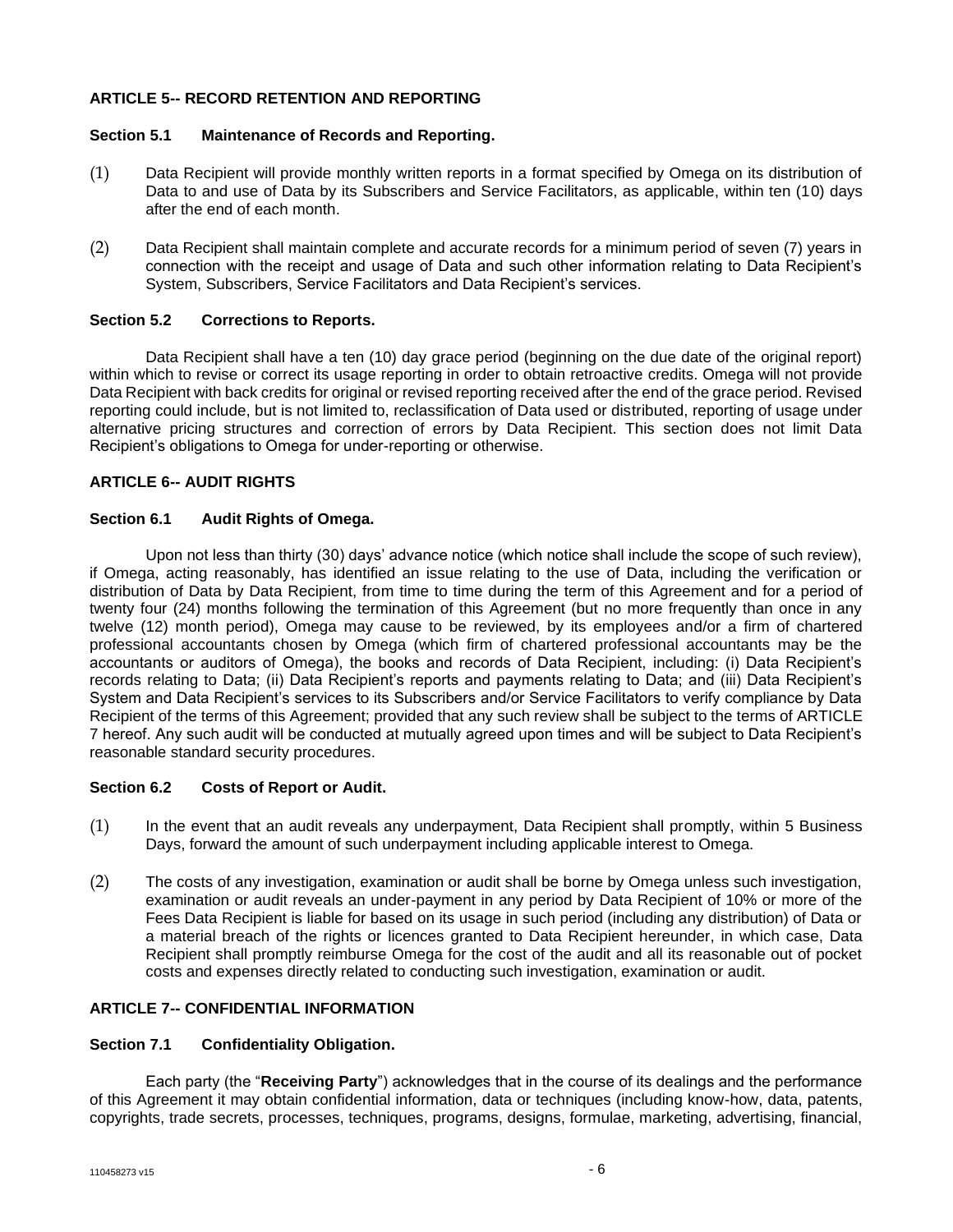## ARTICLE 5-- RECORD RETENTION AND REPORTING

### Section 5.1 Maintenance of Records and Reporting.

(1) Data Recipient will provide monthly written reports in a format specified by Omega on its distribution of Data to and use of Data by its Subscribers and Service Facilitators, as applicable, within ten (10) days after the end of each month.

(2) Data Recipient shall maintain complete and accurate records for a minimum period of seven (7) years in connection with the receipt and usage of Data and such other information relating to Data Recipient's System, Subscribers, Service Facilitators and Data Recipient's services.

### Section 5.2 Corrections to Reports.

Data Recipient shall have a ten (10) day grace period (beginning on the due date of the original report) within which to revise or correct its usage reporting in order to obtain retroactive credits. Omega will not provide Data Recipient with back credits for original or revised reporting received after the end of the grace period. Revised reporting could include, but is not limited to, reclassification of Data used or distributed, reporting of usage under alternative pricing structures and correction of errors by Data Recipient. This section does not limit Data Recipient's obligations to Omega for under-reporting or otherwise.

## ARTICLE 6-- AUDIT RIGHTS

### Section 6.1 Audit Rights of Omega.

Upon not less than thirty (30) days' advance notice (which notice shall include the scope of such review), if Omega, acting reasonably, has identified an issue relating to the use of Data, including the verification or distribution of Data by Data Recipient, from time to time during the term of this Agreement and for a period of twenty four (24) months following the termination of this Agreement (but no more frequently than once in any twelve (12) month period), Omega may cause to be reviewed, by its employees and/or a firm of chartered professional accountants chosen by Omega (which firm of chartered professional accountants may be the accountants or auditors of Omega), the books and records of Data Recipient, including: (i) Data Recipient's records relating to Data; (ii) Data Recipient's reports and payments relating to Data; and (iii) Data Recipient's System and Data Recipient's services to its Subscribers and/or Service Facilitators to verify compliance by Data Recipient of the terms of this Agreement; provided that any such review shall be subject to the terms of ARTICLE 7 hereof. Any such audit will be conducted at mutually agreed upon times and will be subject to Data Recipient's reasonable standard security procedures.

### Section 6.2 Costs of Report or Audit.

(1) In the event that an audit reveals any underpayment, Data Recipient shall promptly, within 5 Business Days, forward the amount of such underpayment including applicable interest to Omega.

(2) The costs of any investigation, examination or audit shall be borne by Omega unless such investigation, examination or audit reveals an under-payment in any period by Data Recipient of 10% or more of the Fees Data Recipient is liable for based on its usage in such period (including any distribution) of Data or a material breach of the rights or licences granted to Data Recipient hereunder, in which case, Data Recipient shall promptly reimburse Omega for the cost of the audit and all its reasonable out of pocket costs and expenses directly related to conducting such investigation, examination or audit.

## ARTICLE 7-- CONFIDENTIAL INFORMATION

### Section 7.1 Confidentiality Obligation.

Each party (the "**Receiving Party**") acknowledges that in the course of its dealings and the performance of this Agreement it may obtain confidential information, data or techniques (including know-how, data, patents, copyrights, trade secrets, processes, techniques, programs, designs, formulae, marketing, advertising, financial,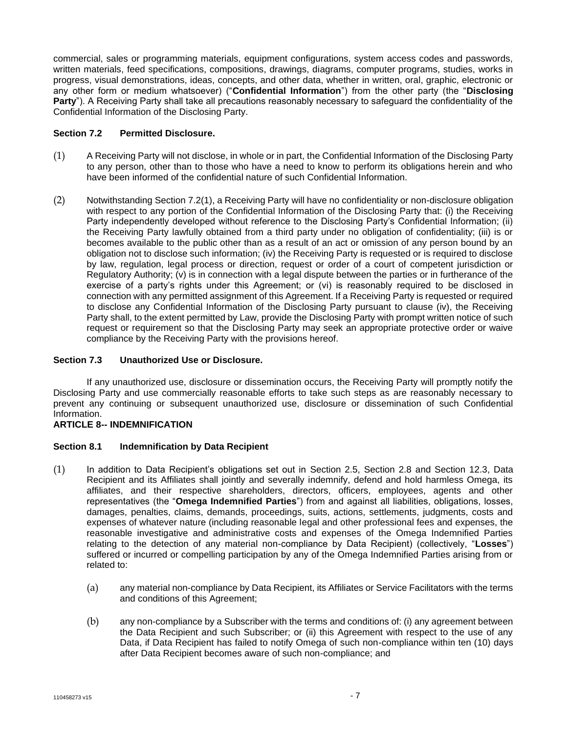commercial, sales or programming materials, equipment configurations, system access codes and passwords, written materials, feed specifications, compositions, drawings, diagrams, computer programs, studies, works in progress, visual demonstrations, ideas, concepts, and other data, whether in written, oral, graphic, electronic or any other form or medium whatsoever) ("**Confidential Information**") from the other party (the "**Disclosing Party**"). A Receiving Party shall take all precautions reasonably necessary to safeguard the confidentiality of the Confidential Information of the Disclosing Party.

**Section 7.2 Permitted Disclosure.**

(1) A Receiving Party will not disclose, in whole or in part, the Confidential Information of the Disclosing Party to any person, other than to those who have a need to know to perform its obligations herein and who have been informed of the confidential nature of such Confidential Information.

(2) Notwithstanding Section 7.2(1), a Receiving Party will have no confidentiality or non-disclosure obligation with respect to any portion of the Confidential Information of the Disclosing Party that: (i) the Receiving Party independently developed without reference to the Disclosing Party's Confidential Information; (ii) the Receiving Party lawfully obtained from a third party under no obligation of confidentiality; (iii) is or becomes available to the public other than as a result of an act or omission of any person bound by an obligation not to disclose such information; (iv) the Receiving Party is requested or is required to disclose by law, regulation, legal process or direction, request or order of a court of competent jurisdiction or Regulatory Authority; (v) is in connection with a legal dispute between the parties or in furtherance of the exercise of a party's rights under this Agreement; or (vi) is reasonably required to be disclosed in connection with any permitted assignment of this Agreement. If a Receiving Party is requested or required to disclose any Confidential Information of the Disclosing Party pursuant to clause (iv), the Receiving Party shall, to the extent permitted by Law, provide the Disclosing Party with prompt written notice of such request or requirement so that the Disclosing Party may seek an appropriate protective order or waive compliance by the Receiving Party with the provisions hereof.

**Section 7.3 Unauthorized Use or Disclosure.**

If any unauthorized use, disclosure or dissemination occurs, the Receiving Party will promptly notify the Disclosing Party and use commercially reasonable efforts to take such steps as are reasonably necessary to prevent any continuing or subsequent unauthorized use, disclosure or dissemination of such Confidential Information.

**ARTICLE 8-- INDEMNIFICATION**

**Section 8.1 Indemnification by Data Recipient**

(1) In addition to Data Recipient's obligations set out in Section 2.5, Section 2.8 and Section 12.3, Data Recipient and its Affiliates shall jointly and severally indemnify, defend and hold harmless Omega, its affiliates, and their respective shareholders, directors, officers, employees, agents and other representatives (the "**Omega Indemnified Parties**") from and against all liabilities, obligations, losses, damages, penalties, claims, demands, proceedings, suits, actions, settlements, judgments, costs and expenses of whatever nature (including reasonable legal and other professional fees and expenses, the reasonable investigative and administrative costs and expenses of the Omega Indemnified Parties relating to the detection of any material non-compliance by Data Recipient) (collectively, "**Losses**") suffered or incurred or compelling participation by any of the Omega Indemnified Parties arising from or related to:

   (a) any material non-compliance by Data Recipient, its Affiliates or Service Facilitators with the terms and conditions of this Agreement;

   (b) any non-compliance by a Subscriber with the terms and conditions of: (i) any agreement between the Data Recipient and such Subscriber; or (ii) this Agreement with respect to the use of any Data, if Data Recipient has failed to notify Omega of such non-compliance within ten (10) days after Data Recipient becomes aware of such non-compliance; and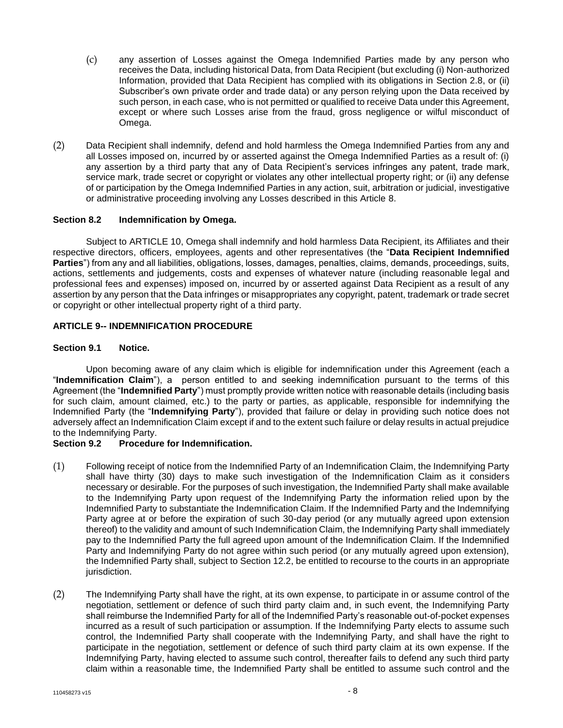(c) any assertion of Losses against the Omega Indemnified Parties made by any person who receives the Data, including historical Data, from Data Recipient (but excluding (i) Non-authorized Information, provided that Data Recipient has complied with its obligations in Section 2.8, or (ii) Subscriber's own private order and trade data) or any person relying upon the Data received by such person, in each case, who is not permitted or qualified to receive Data under this Agreement, except or where such Losses arise from the fraud, gross negligence or wilful misconduct of Omega.

(2) Data Recipient shall indemnify, defend and hold harmless the Omega Indemnified Parties from any and all Losses imposed on, incurred by or asserted against the Omega Indemnified Parties as a result of: (i) any assertion by a third party that any of Data Recipient's services infringes any patent, trade mark, service mark, trade secret or copyright or violates any other intellectual property right; or (ii) any defense of or participation by the Omega Indemnified Parties in any action, suit, arbitration or judicial, investigative or administrative proceeding involving any Losses described in this Article 8.

### Section 8.2 Indemnification by Omega.

Subject to ARTICLE 10, Omega shall indemnify and hold harmless Data Recipient, its Affiliates and their respective directors, officers, employees, agents and other representatives (the "**Data Recipient Indemnified Parties**") from any and all liabilities, obligations, losses, damages, penalties, claims, demands, proceedings, suits, actions, settlements and judgements, costs and expenses of whatever nature (including reasonable legal and professional fees and expenses) imposed on, incurred by or asserted against Data Recipient as a result of any assertion by any person that the Data infringes or misappropriates any copyright, patent, trademark or trade secret or copyright or other intellectual property right of a third party.

## ARTICLE 9-- INDEMNIFICATION PROCEDURE

### Section 9.1 Notice.

Upon becoming aware of any claim which is eligible for indemnification under this Agreement (each a "**Indemnification Claim**"), a person entitled to and seeking indemnification pursuant to the terms of this Agreement (the "**Indemnified Party**") must promptly provide written notice with reasonable details (including basis for such claim, amount claimed, etc.) to the party or parties, as applicable, responsible for indemnifying the Indemnified Party (the "**Indemnifying Party**"), provided that failure or delay in providing such notice does not adversely affect an Indemnification Claim except if and to the extent such failure or delay results in actual prejudice to the Indemnifying Party.

### Section 9.2 Procedure for Indemnification.

(1) Following receipt of notice from the Indemnified Party of an Indemnification Claim, the Indemnifying Party shall have thirty (30) days to make such investigation of the Indemnification Claim as it considers necessary or desirable. For the purposes of such investigation, the Indemnified Party shall make available to the Indemnifying Party upon request of the Indemnifying Party the information relied upon by the Indemnified Party to substantiate the Indemnification Claim. If the Indemnified Party and the Indemnifying Party agree at or before the expiration of such 30-day period (or any mutually agreed upon extension thereof) to the validity and amount of such Indemnification Claim, the Indemnifying Party shall immediately pay to the Indemnified Party the full agreed upon amount of the Indemnification Claim. If the Indemnified Party and Indemnifying Party do not agree within such period (or any mutually agreed upon extension), the Indemnified Party shall, subject to Section 12.2, be entitled to recourse to the courts in an appropriate jurisdiction.

(2) The Indemnifying Party shall have the right, at its own expense, to participate in or assume control of the negotiation, settlement or defence of such third party claim and, in such event, the Indemnifying Party shall reimburse the Indemnified Party for all of the Indemnified Party's reasonable out-of-pocket expenses incurred as a result of such participation or assumption. If the Indemnifying Party elects to assume such control, the Indemnified Party shall cooperate with the Indemnifying Party, and shall have the right to participate in the negotiation, settlement or defence of such third party claim at its own expense. If the Indemnifying Party, having elected to assume such control, thereafter fails to defend any such third party claim within a reasonable time, the Indemnified Party shall be entitled to assume such control and the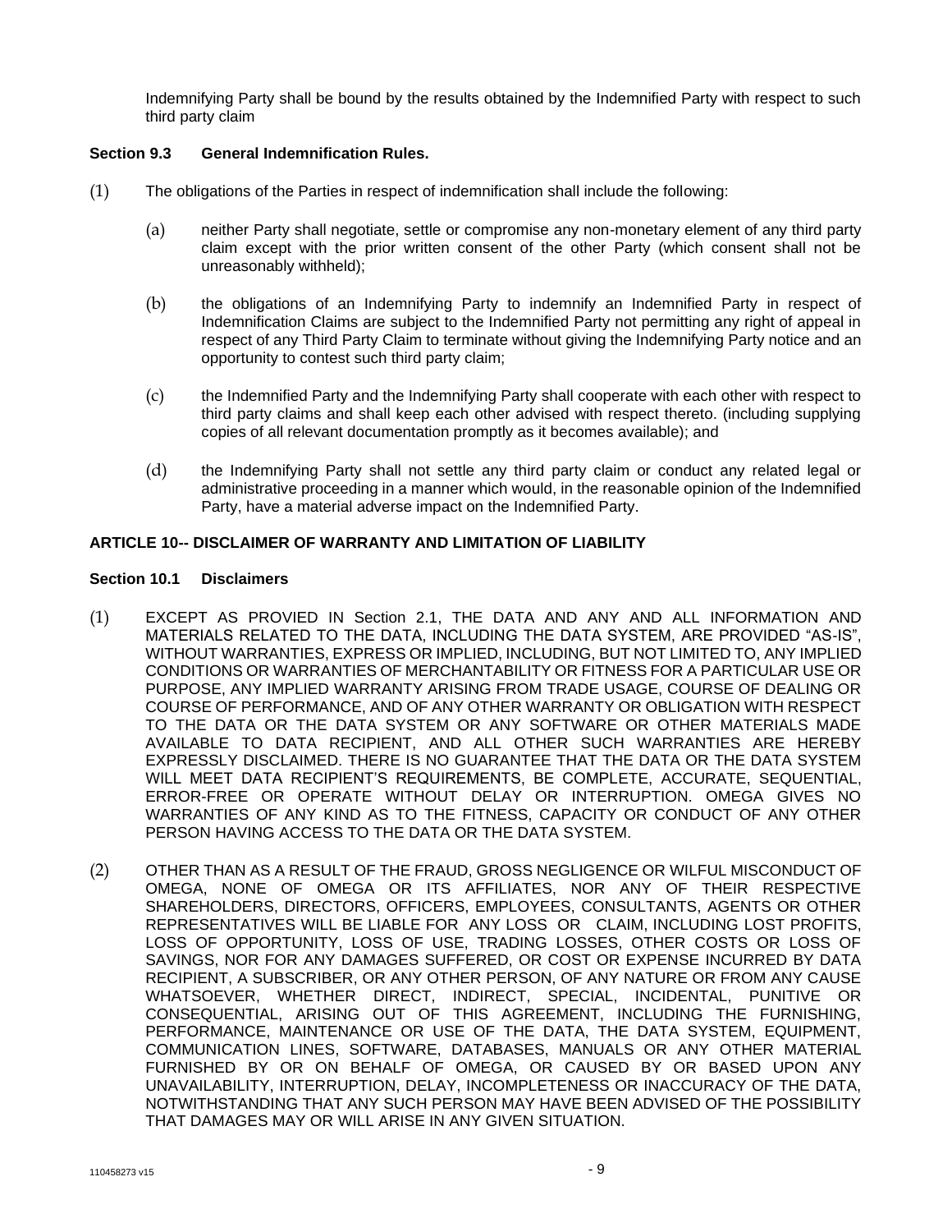Indemnifying Party shall be bound by the results obtained by the Indemnified Party with respect to such third party claim

**Section 9.3 General Indemnification Rules.**

(1) The obligations of the Parties in respect of indemnification shall include the following:

(a) neither Party shall negotiate, settle or compromise any non-monetary element of any third party claim except with the prior written consent of the other Party (which consent shall not be unreasonably withheld);

(b) the obligations of an Indemnifying Party to indemnify an Indemnified Party in respect of Indemnification Claims are subject to the Indemnified Party not permitting any right of appeal in respect of any Third Party Claim to terminate without giving the Indemnifying Party notice and an opportunity to contest such third party claim;

(c) the Indemnified Party and the Indemnifying Party shall cooperate with each other with respect to third party claims and shall keep each other advised with respect thereto. (including supplying copies of all relevant documentation promptly as it becomes available); and

(d) the Indemnifying Party shall not settle any third party claim or conduct any related legal or administrative proceeding in a manner which would, in the reasonable opinion of the Indemnified Party, have a material adverse impact on the Indemnified Party.

**ARTICLE 10-- DISCLAIMER OF WARRANTY AND LIMITATION OF LIABILITY**

**Section 10.1 Disclaimers**

(1) EXCEPT AS PROVIED IN Section 2.1, THE DATA AND ANY AND ALL INFORMATION AND MATERIALS RELATED TO THE DATA, INCLUDING THE DATA SYSTEM, ARE PROVIDED "AS-IS", WITHOUT WARRANTIES, EXPRESS OR IMPLIED, INCLUDING, BUT NOT LIMITED TO, ANY IMPLIED CONDITIONS OR WARRANTIES OF MERCHANTABILITY OR FITNESS FOR A PARTICULAR USE OR PURPOSE, ANY IMPLIED WARRANTY ARISING FROM TRADE USAGE, COURSE OF DEALING OR COURSE OF PERFORMANCE, AND OF ANY OTHER WARRANTY OR OBLIGATION WITH RESPECT TO THE DATA OR THE DATA SYSTEM OR ANY SOFTWARE OR OTHER MATERIALS MADE AVAILABLE TO DATA RECIPIENT, AND ALL OTHER SUCH WARRANTIES ARE HEREBY EXPRESSLY DISCLAIMED. THERE IS NO GUARANTEE THAT THE DATA OR THE DATA SYSTEM WILL MEET DATA RECIPIENT'S REQUIREMENTS, BE COMPLETE, ACCURATE, SEQUENTIAL, ERROR-FREE OR OPERATE WITHOUT DELAY OR INTERRUPTION. OMEGA GIVES NO WARRANTIES OF ANY KIND AS TO THE FITNESS, CAPACITY OR CONDUCT OF ANY OTHER PERSON HAVING ACCESS TO THE DATA OR THE DATA SYSTEM.

(2) OTHER THAN AS A RESULT OF THE FRAUD, GROSS NEGLIGENCE OR WILFUL MISCONDUCT OF OMEGA, NONE OF OMEGA OR ITS AFFILIATES, NOR ANY OF THEIR RESPECTIVE SHAREHOLDERS, DIRECTORS, OFFICERS, EMPLOYEES, CONSULTANTS, AGENTS OR OTHER REPRESENTATIVES WILL BE LIABLE FOR ANY LOSS OR CLAIM, INCLUDING LOST PROFITS, LOSS OF OPPORTUNITY, LOSS OF USE, TRADING LOSSES, OTHER COSTS OR LOSS OF SAVINGS, NOR FOR ANY DAMAGES SUFFERED, OR COST OR EXPENSE INCURRED BY DATA RECIPIENT, A SUBSCRIBER, OR ANY OTHER PERSON, OF ANY NATURE OR FROM ANY CAUSE WHATSOEVER, WHETHER DIRECT, INDIRECT, SPECIAL, INCIDENTAL, PUNITIVE OR CONSEQUENTIAL, ARISING OUT OF THIS AGREEMENT, INCLUDING THE FURNISHING, PERFORMANCE, MAINTENANCE OR USE OF THE DATA, THE DATA SYSTEM, EQUIPMENT, COMMUNICATION LINES, SOFTWARE, DATABASES, MANUALS OR ANY OTHER MATERIAL FURNISHED BY OR ON BEHALF OF OMEGA, OR CAUSED BY OR BASED UPON ANY UNAVAILABILITY, INTERRUPTION, DELAY, INCOMPLETENESS OR INACCURACY OF THE DATA, NOTWITHSTANDING THAT ANY SUCH PERSON MAY HAVE BEEN ADVISED OF THE POSSIBILITY THAT DAMAGES MAY OR WILL ARISE IN ANY GIVEN SITUATION.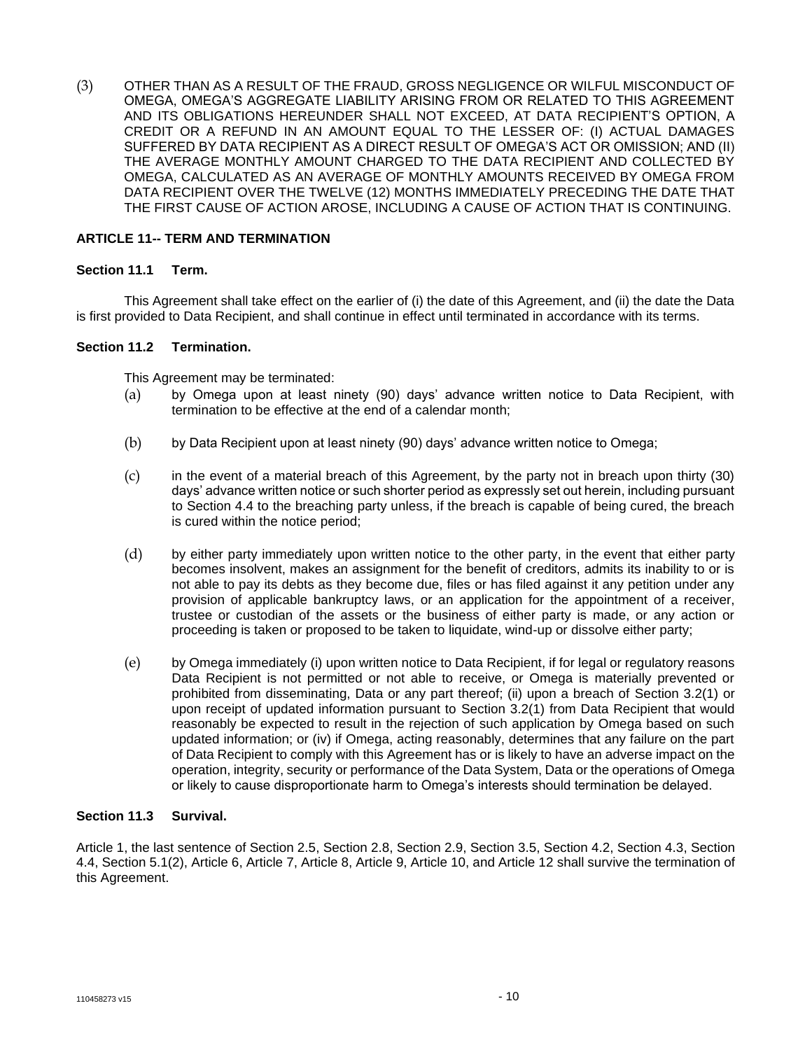(3) OTHER THAN AS A RESULT OF THE FRAUD, GROSS NEGLIGENCE OR WILFUL MISCONDUCT OF OMEGA, OMEGA'S AGGREGATE LIABILITY ARISING FROM OR RELATED TO THIS AGREEMENT AND ITS OBLIGATIONS HEREUNDER SHALL NOT EXCEED, AT DATA RECIPIENT'S OPTION, A CREDIT OR A REFUND IN AN AMOUNT EQUAL TO THE LESSER OF: (I) ACTUAL DAMAGES SUFFERED BY DATA RECIPIENT AS A DIRECT RESULT OF OMEGA'S ACT OR OMISSION; AND (II) THE AVERAGE MONTHLY AMOUNT CHARGED TO THE DATA RECIPIENT AND COLLECTED BY OMEGA, CALCULATED AS AN AVERAGE OF MONTHLY AMOUNTS RECEIVED BY OMEGA FROM DATA RECIPIENT OVER THE TWELVE (12) MONTHS IMMEDIATELY PRECEDING THE DATE THAT THE FIRST CAUSE OF ACTION AROSE, INCLUDING A CAUSE OF ACTION THAT IS CONTINUING.

## ARTICLE 11-- TERM AND TERMINATION

### Section 11.1 Term.

This Agreement shall take effect on the earlier of (i) the date of this Agreement, and (ii) the date the Data is first provided to Data Recipient, and shall continue in effect until terminated in accordance with its terms.

### Section 11.2 Termination.

This Agreement may be terminated:

(a) by Omega upon at least ninety (90) days' advance written notice to Data Recipient, with termination to be effective at the end of a calendar month;

(b) by Data Recipient upon at least ninety (90) days' advance written notice to Omega;

(c) in the event of a material breach of this Agreement, by the party not in breach upon thirty (30) days' advance written notice or such shorter period as expressly set out herein, including pursuant to Section 4.4 to the breaching party unless, if the breach is capable of being cured, the breach is cured within the notice period;

(d) by either party immediately upon written notice to the other party, in the event that either party becomes insolvent, makes an assignment for the benefit of creditors, admits its inability to or is not able to pay its debts as they become due, files or has filed against it any petition under any provision of applicable bankruptcy laws, or an application for the appointment of a receiver, trustee or custodian of the assets or the business of either party is made, or any action or proceeding is taken or proposed to be taken to liquidate, wind-up or dissolve either party;

(e) by Omega immediately (i) upon written notice to Data Recipient, if for legal or regulatory reasons Data Recipient is not permitted or not able to receive, or Omega is materially prevented or prohibited from disseminating, Data or any part thereof; (ii) upon a breach of Section 3.2(1) or upon receipt of updated information pursuant to Section 3.2(1) from Data Recipient that would reasonably be expected to result in the rejection of such application by Omega based on such updated information; or (iv) if Omega, acting reasonably, determines that any failure on the part of Data Recipient to comply with this Agreement has or is likely to have an adverse impact on the operation, integrity, security or performance of the Data System, Data or the operations of Omega or likely to cause disproportionate harm to Omega's interests should termination be delayed.

### Section 11.3 Survival.

Article 1, the last sentence of Section 2.5, Section 2.8, Section 2.9, Section 3.5, Section 4.2, Section 4.3, Section 4.4, Section 5.1(2), Article 6, Article 7, Article 8, Article 9, Article 10, and Article 12 shall survive the termination of this Agreement.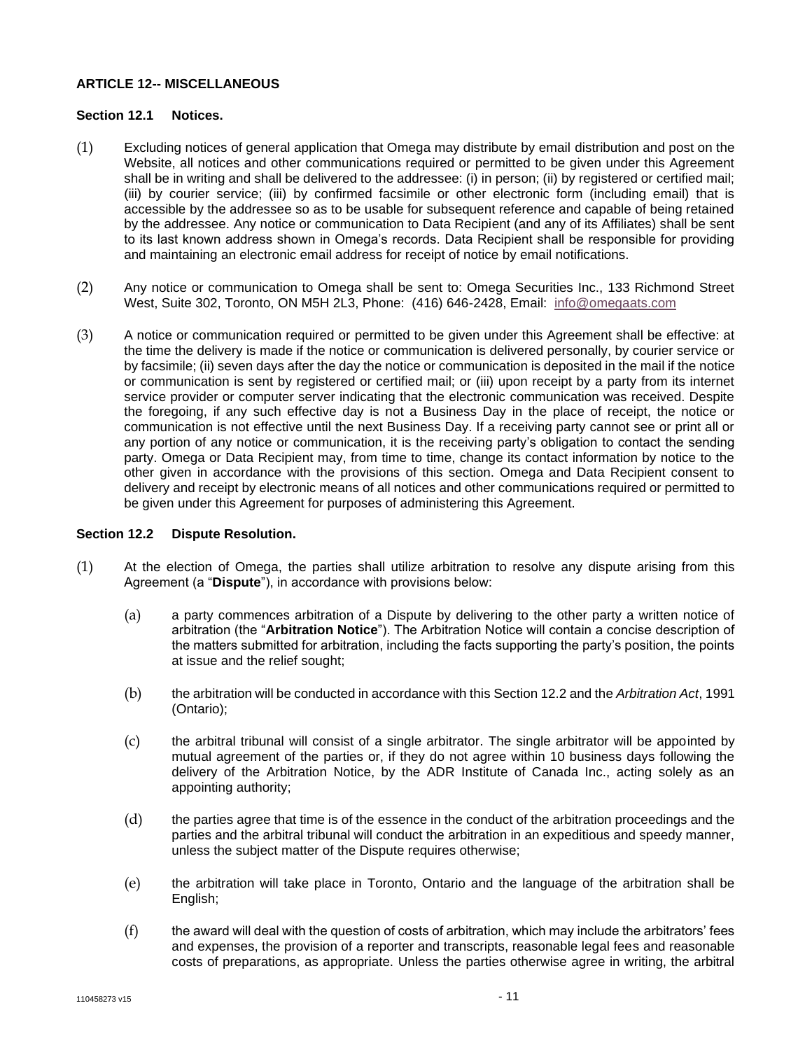**ARTICLE 12-- MISCELLANEOUS**

**Section 12.1 Notices.**

(1) Excluding notices of general application that Omega may distribute by email distribution and post on the Website, all notices and other communications required or permitted to be given under this Agreement shall be in writing and shall be delivered to the addressee: (i) in person; (ii) by registered or certified mail; (iii) by courier service; (iii) by confirmed facsimile or other electronic form (including email) that is accessible by the addressee so as to be usable for subsequent reference and capable of being retained by the addressee. Any notice or communication to Data Recipient (and any of its Affiliates) shall be sent to its last known address shown in Omega's records. Data Recipient shall be responsible for providing and maintaining an electronic email address for receipt of notice by email notifications.

(2) Any notice or communication to Omega shall be sent to: Omega Securities Inc., 133 Richmond Street West, Suite 302, Toronto, ON M5H 2L3, Phone: (416) 646-2428, Email: info@omegaats.com

(3) A notice or communication required or permitted to be given under this Agreement shall be effective: at the time the delivery is made if the notice or communication is delivered personally, by courier service or by facsimile; (ii) seven days after the day the notice or communication is deposited in the mail if the notice or communication is sent by registered or certified mail; or (iii) upon receipt by a party from its internet service provider or computer server indicating that the electronic communication was received. Despite the foregoing, if any such effective day is not a Business Day in the place of receipt, the notice or communication is not effective until the next Business Day. If a receiving party cannot see or print all or any portion of any notice or communication, it is the receiving party's obligation to contact the sending party. Omega or Data Recipient may, from time to time, change its contact information by notice to the other given in accordance with the provisions of this section. Omega and Data Recipient consent to delivery and receipt by electronic means of all notices and other communications required or permitted to be given under this Agreement for purposes of administering this Agreement.

**Section 12.2 Dispute Resolution.**

(1) At the election of Omega, the parties shall utilize arbitration to resolve any dispute arising from this Agreement (a "**Dispute**"), in accordance with provisions below:

(a) a party commences arbitration of a Dispute by delivering to the other party a written notice of arbitration (the "**Arbitration Notice**"). The Arbitration Notice will contain a concise description of the matters submitted for arbitration, including the facts supporting the party's position, the points at issue and the relief sought;

(b) the arbitration will be conducted in accordance with this Section 12.2 and the *Arbitration Act*, 1991 (Ontario);

(c) the arbitral tribunal will consist of a single arbitrator. The single arbitrator will be appointed by mutual agreement of the parties or, if they do not agree within 10 business days following the delivery of the Arbitration Notice, by the ADR Institute of Canada Inc., acting solely as an appointing authority;

(d) the parties agree that time is of the essence in the conduct of the arbitration proceedings and the parties and the arbitral tribunal will conduct the arbitration in an expeditious and speedy manner, unless the subject matter of the Dispute requires otherwise;

(e) the arbitration will take place in Toronto, Ontario and the language of the arbitration shall be English;

(f) the award will deal with the question of costs of arbitration, which may include the arbitrators' fees and expenses, the provision of a reporter and transcripts, reasonable legal fees and reasonable costs of preparations, as appropriate. Unless the parties otherwise agree in writing, the arbitral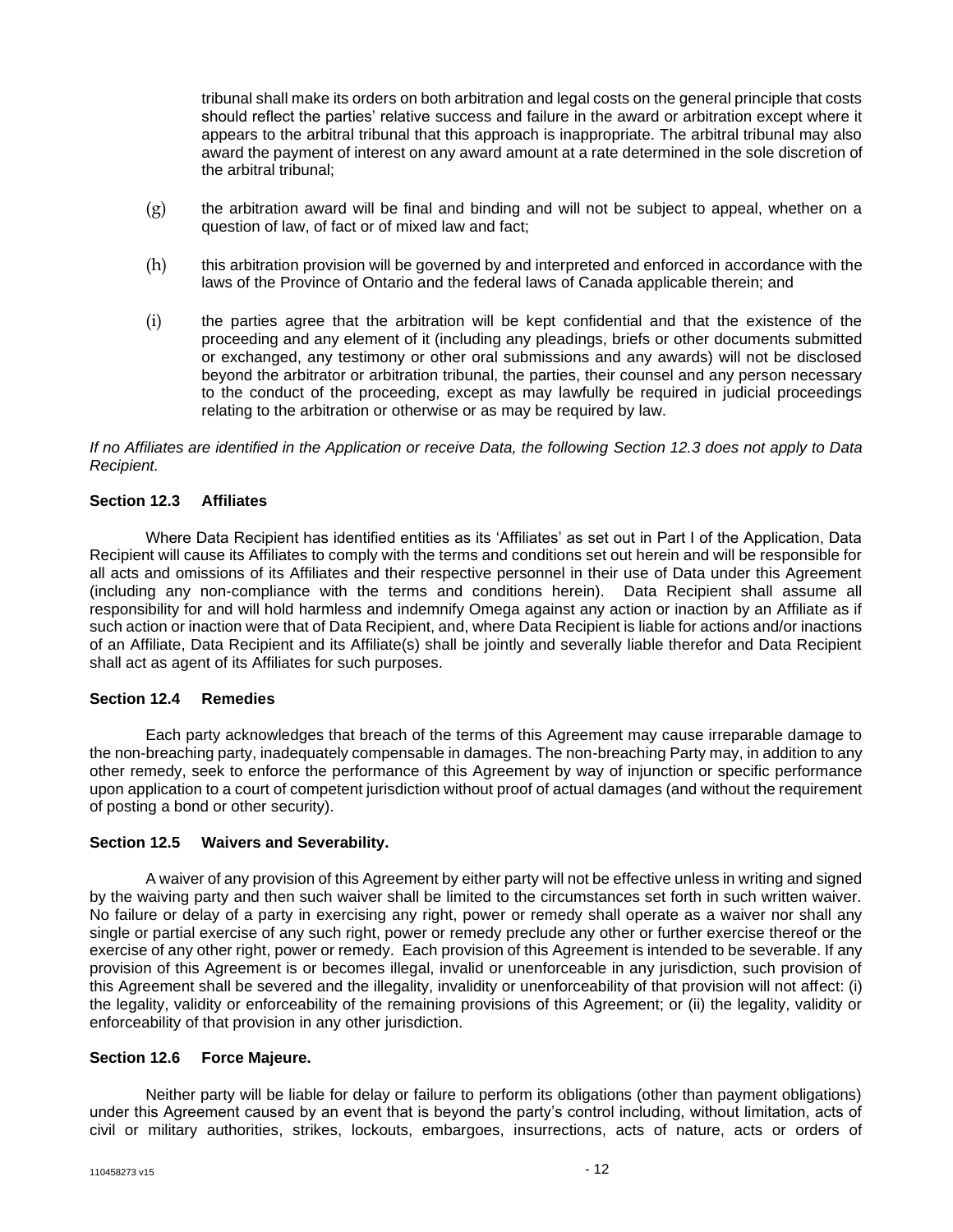tribunal shall make its orders on both arbitration and legal costs on the general principle that costs should reflect the parties' relative success and failure in the award or arbitration except where it appears to the arbitral tribunal that this approach is inappropriate. The arbitral tribunal may also award the payment of interest on any award amount at a rate determined in the sole discretion of the arbitral tribunal;

(g) the arbitration award will be final and binding and will not be subject to appeal, whether on a question of law, of fact or of mixed law and fact;

(h) this arbitration provision will be governed by and interpreted and enforced in accordance with the laws of the Province of Ontario and the federal laws of Canada applicable therein; and

(i) the parties agree that the arbitration will be kept confidential and that the existence of the proceeding and any element of it (including any pleadings, briefs or other documents submitted or exchanged, any testimony or other oral submissions and any awards) will not be disclosed beyond the arbitrator or arbitration tribunal, the parties, their counsel and any person necessary to the conduct of the proceeding, except as may lawfully be required in judicial proceedings relating to the arbitration or otherwise or as may be required by law.

*If no Affiliates are identified in the Application or receive Data, the following Section 12.3 does not apply to Data Recipient.*

**Section 12.3 Affiliates**

Where Data Recipient has identified entities as its 'Affiliates' as set out in Part I of the Application, Data Recipient will cause its Affiliates to comply with the terms and conditions set out herein and will be responsible for all acts and omissions of its Affiliates and their respective personnel in their use of Data under this Agreement (including any non-compliance with the terms and conditions herein). Data Recipient shall assume all responsibility for and will hold harmless and indemnify Omega against any action or inaction by an Affiliate as if such action or inaction were that of Data Recipient, and, where Data Recipient is liable for actions and/or inactions of an Affiliate, Data Recipient and its Affiliate(s) shall be jointly and severally liable therefor and Data Recipient shall act as agent of its Affiliates for such purposes.

**Section 12.4 Remedies**

Each party acknowledges that breach of the terms of this Agreement may cause irreparable damage to the non-breaching party, inadequately compensable in damages. The non-breaching Party may, in addition to any other remedy, seek to enforce the performance of this Agreement by way of injunction or specific performance upon application to a court of competent jurisdiction without proof of actual damages (and without the requirement of posting a bond or other security).

**Section 12.5 Waivers and Severability.**

A waiver of any provision of this Agreement by either party will not be effective unless in writing and signed by the waiving party and then such waiver shall be limited to the circumstances set forth in such written waiver. No failure or delay of a party in exercising any right, power or remedy shall operate as a waiver nor shall any single or partial exercise of any such right, power or remedy preclude any other or further exercise thereof or the exercise of any other right, power or remedy. Each provision of this Agreement is intended to be severable. If any provision of this Agreement is or becomes illegal, invalid or unenforceable in any jurisdiction, such provision of this Agreement shall be severed and the illegality, invalidity or unenforceability of that provision will not affect: (i) the legality, validity or enforceability of the remaining provisions of this Agreement; or (ii) the legality, validity or enforceability of that provision in any other jurisdiction.

**Section 12.6 Force Majeure.**

Neither party will be liable for delay or failure to perform its obligations (other than payment obligations) under this Agreement caused by an event that is beyond the party's control including, without limitation, acts of civil or military authorities, strikes, lockouts, embargoes, insurrections, acts of nature, acts or orders of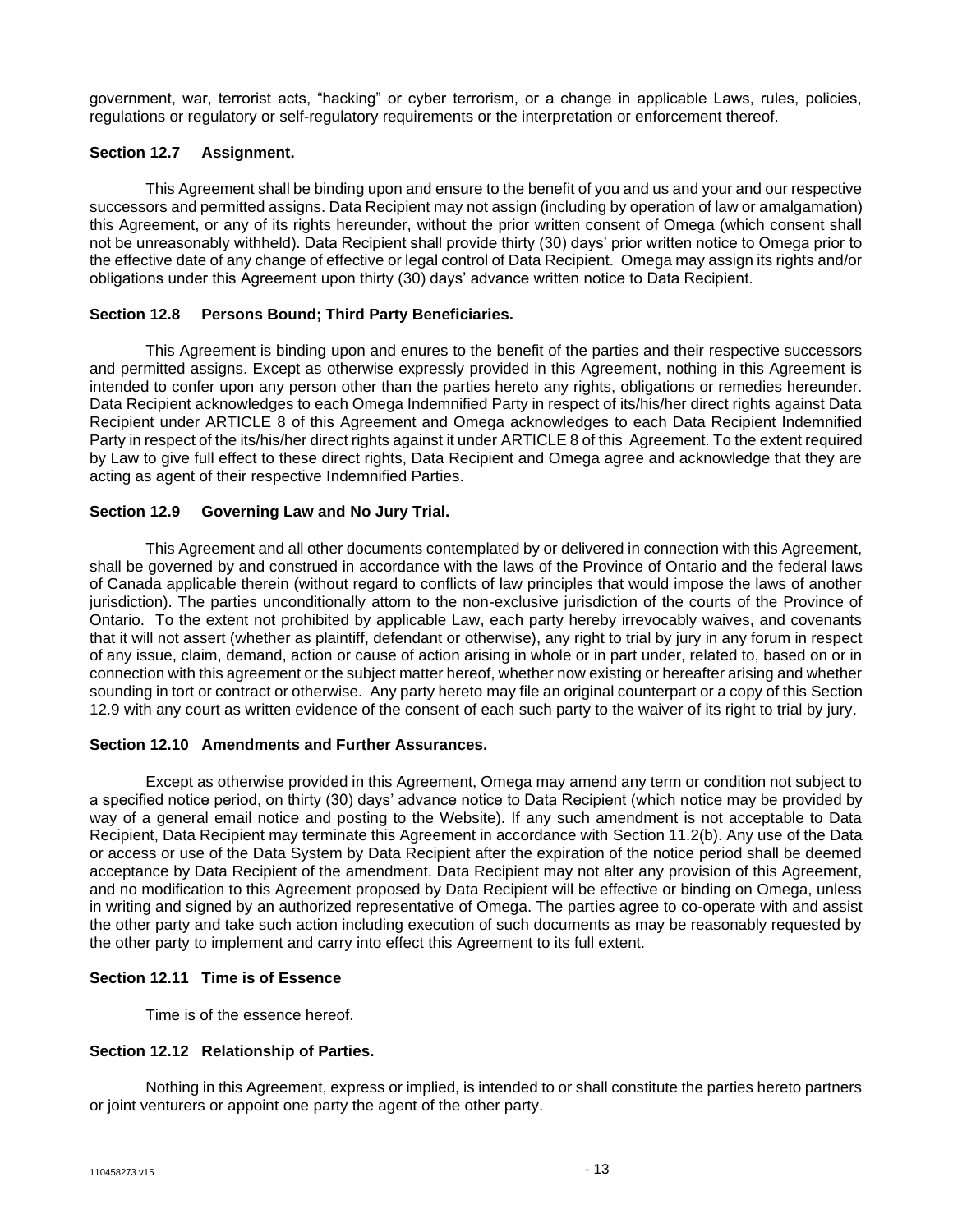government, war, terrorist acts, "hacking" or cyber terrorism, or a change in applicable Laws, rules, policies, regulations or regulatory or self-regulatory requirements or the interpretation or enforcement thereof.

### Section 12.7 Assignment.

This Agreement shall be binding upon and ensure to the benefit of you and us and your and our respective successors and permitted assigns. Data Recipient may not assign (including by operation of law or amalgamation) this Agreement, or any of its rights hereunder, without the prior written consent of Omega (which consent shall not be unreasonably withheld). Data Recipient shall provide thirty (30) days' prior written notice to Omega prior to the effective date of any change of effective or legal control of Data Recipient. Omega may assign its rights and/or obligations under this Agreement upon thirty (30) days' advance written notice to Data Recipient.

### Section 12.8 Persons Bound; Third Party Beneficiaries.

This Agreement is binding upon and enures to the benefit of the parties and their respective successors and permitted assigns. Except as otherwise expressly provided in this Agreement, nothing in this Agreement is intended to confer upon any person other than the parties hereto any rights, obligations or remedies hereunder. Data Recipient acknowledges to each Omega Indemnified Party in respect of its/his/her direct rights against Data Recipient under ARTICLE 8 of this Agreement and Omega acknowledges to each Data Recipient Indemnified Party in respect of the its/his/her direct rights against it under ARTICLE 8 of this Agreement. To the extent required by Law to give full effect to these direct rights, Data Recipient and Omega agree and acknowledge that they are acting as agent of their respective Indemnified Parties.

### Section 12.9 Governing Law and No Jury Trial.

This Agreement and all other documents contemplated by or delivered in connection with this Agreement, shall be governed by and construed in accordance with the laws of the Province of Ontario and the federal laws of Canada applicable therein (without regard to conflicts of law principles that would impose the laws of another jurisdiction). The parties unconditionally attorn to the non-exclusive jurisdiction of the courts of the Province of Ontario. To the extent not prohibited by applicable Law, each party hereby irrevocably waives, and covenants that it will not assert (whether as plaintiff, defendant or otherwise), any right to trial by jury in any forum in respect of any issue, claim, demand, action or cause of action arising in whole or in part under, related to, based on or in connection with this agreement or the subject matter hereof, whether now existing or hereafter arising and whether sounding in tort or contract or otherwise. Any party hereto may file an original counterpart or a copy of this Section 12.9 with any court as written evidence of the consent of each such party to the waiver of its right to trial by jury.

### Section 12.10 Amendments and Further Assurances.

Except as otherwise provided in this Agreement, Omega may amend any term or condition not subject to a specified notice period, on thirty (30) days' advance notice to Data Recipient (which notice may be provided by way of a general email notice and posting to the Website). If any such amendment is not acceptable to Data Recipient, Data Recipient may terminate this Agreement in accordance with Section 11.2(b). Any use of the Data or access or use of the Data System by Data Recipient after the expiration of the notice period shall be deemed acceptance by Data Recipient of the amendment. Data Recipient may not alter any provision of this Agreement, and no modification to this Agreement proposed by Data Recipient will be effective or binding on Omega, unless in writing and signed by an authorized representative of Omega. The parties agree to co-operate with and assist the other party and take such action including execution of such documents as may be reasonably requested by the other party to implement and carry into effect this Agreement to its full extent.

### Section 12.11 Time is of Essence

Time is of the essence hereof.

### Section 12.12 Relationship of Parties.

Nothing in this Agreement, express or implied, is intended to or shall constitute the parties hereto partners or joint venturers or appoint one party the agent of the other party.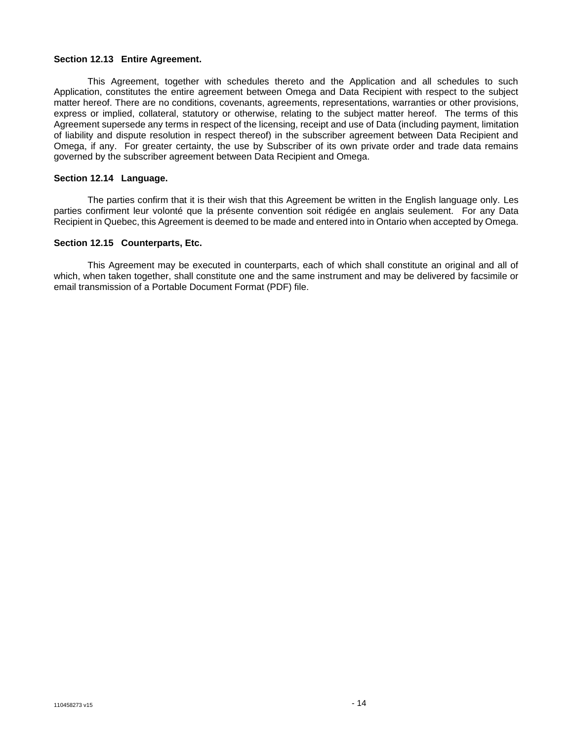**Section 12.13 Entire Agreement.**

This Agreement, together with schedules thereto and the Application and all schedules to such Application, constitutes the entire agreement between Omega and Data Recipient with respect to the subject matter hereof. There are no conditions, covenants, agreements, representations, warranties or other provisions, express or implied, collateral, statutory or otherwise, relating to the subject matter hereof. The terms of this Agreement supersede any terms in respect of the licensing, receipt and use of Data (including payment, limitation of liability and dispute resolution in respect thereof) in the subscriber agreement between Data Recipient and Omega, if any. For greater certainty, the use by Subscriber of its own private order and trade data remains governed by the subscriber agreement between Data Recipient and Omega.

**Section 12.14 Language.**

The parties confirm that it is their wish that this Agreement be written in the English language only. Les parties confirment leur volonté que la présente convention soit rédigée en anglais seulement. For any Data Recipient in Quebec, this Agreement is deemed to be made and entered into in Ontario when accepted by Omega.

**Section 12.15 Counterparts, Etc.**

This Agreement may be executed in counterparts, each of which shall constitute an original and all of which, when taken together, shall constitute one and the same instrument and may be delivered by facsimile or email transmission of a Portable Document Format (PDF) file.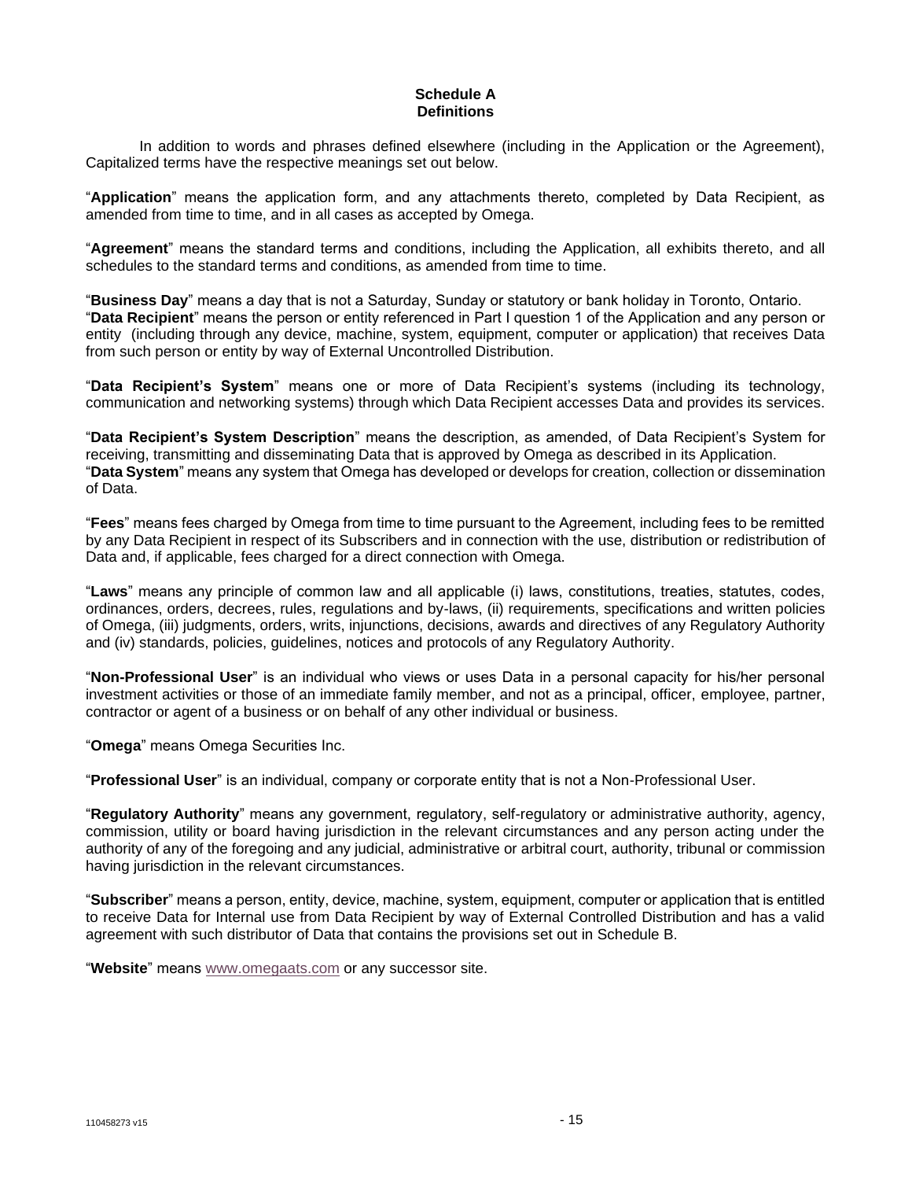## Schedule A
## Definitions

In addition to words and phrases defined elsewhere (including in the Application or the Agreement), Capitalized terms have the respective meanings set out below.

"**Application**" means the application form, and any attachments thereto, completed by Data Recipient, as amended from time to time, and in all cases as accepted by Omega.

"**Agreement**" means the standard terms and conditions, including the Application, all exhibits thereto, and all schedules to the standard terms and conditions, as amended from time to time.

"**Business Day**" means a day that is not a Saturday, Sunday or statutory or bank holiday in Toronto, Ontario.

"**Data Recipient**" means the person or entity referenced in Part I question 1 of the Application and any person or entity (including through any device, machine, system, equipment, computer or application) that receives Data from such person or entity by way of External Uncontrolled Distribution.

"**Data Recipient's System**" means one or more of Data Recipient's systems (including its technology, communication and networking systems) through which Data Recipient accesses Data and provides its services.

"**Data Recipient's System Description**" means the description, as amended, of Data Recipient's System for receiving, transmitting and disseminating Data that is approved by Omega as described in its Application.

"**Data System**" means any system that Omega has developed or develops for creation, collection or dissemination of Data.

"**Fees**" means fees charged by Omega from time to time pursuant to the Agreement, including fees to be remitted by any Data Recipient in respect of its Subscribers and in connection with the use, distribution or redistribution of Data and, if applicable, fees charged for a direct connection with Omega.

"**Laws**" means any principle of common law and all applicable (i) laws, constitutions, treaties, statutes, codes, ordinances, orders, decrees, rules, regulations and by-laws, (ii) requirements, specifications and written policies of Omega, (iii) judgments, orders, writs, injunctions, decisions, awards and directives of any Regulatory Authority and (iv) standards, policies, guidelines, notices and protocols of any Regulatory Authority.

"**Non-Professional User**" is an individual who views or uses Data in a personal capacity for his/her personal investment activities or those of an immediate family member, and not as a principal, officer, employee, partner, contractor or agent of a business or on behalf of any other individual or business.

"**Omega**" means Omega Securities Inc.

"**Professional User**" is an individual, company or corporate entity that is not a Non-Professional User.

"**Regulatory Authority**" means any government, regulatory, self-regulatory or administrative authority, agency, commission, utility or board having jurisdiction in the relevant circumstances and any person acting under the authority of any of the foregoing and any judicial, administrative or arbitral court, authority, tribunal or commission having jurisdiction in the relevant circumstances.

"**Subscriber**" means a person, entity, device, machine, system, equipment, computer or application that is entitled to receive Data for Internal use from Data Recipient by way of External Controlled Distribution and has a valid agreement with such distributor of Data that contains the provisions set out in Schedule B.

"**Website**" means www.omegaats.com or any successor site.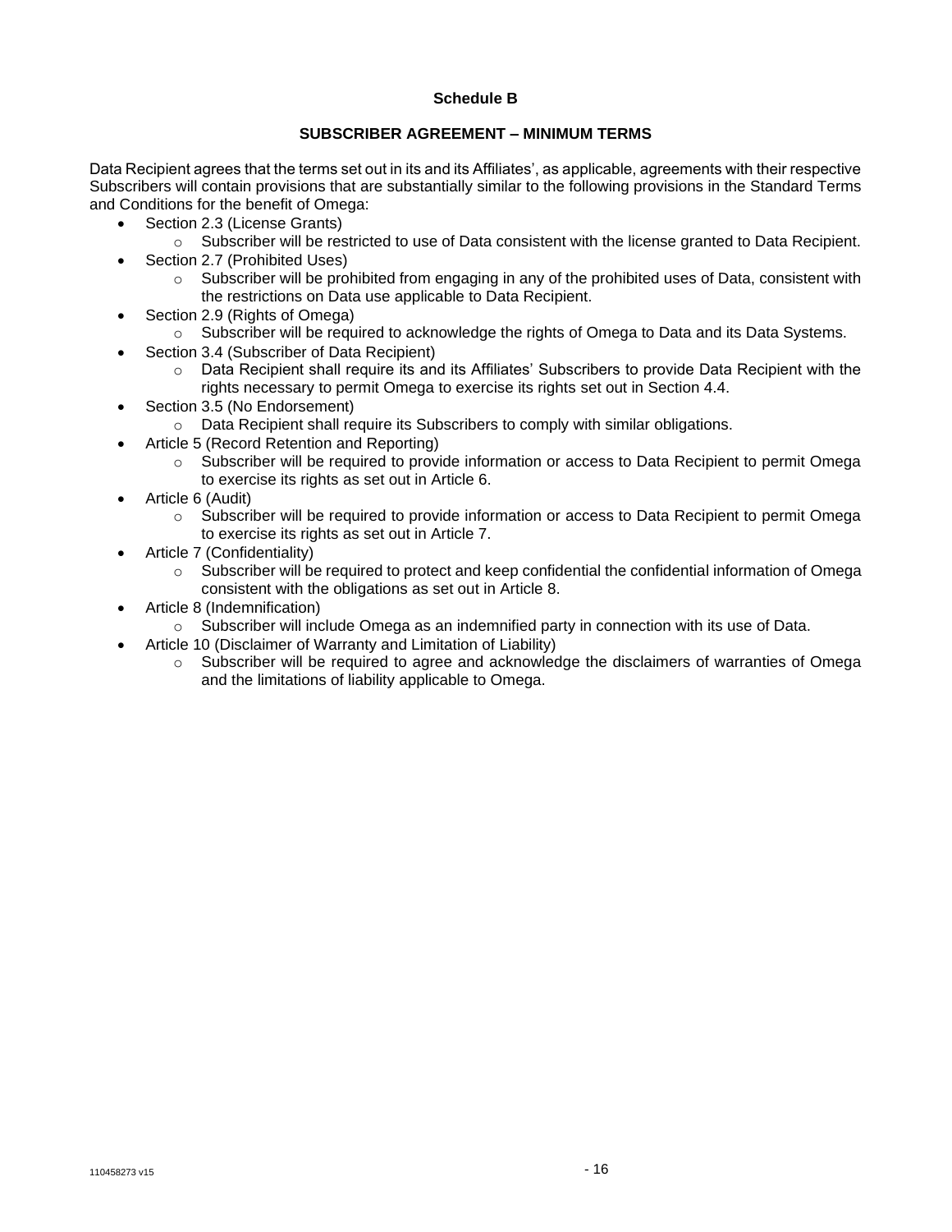**Schedule B**

**SUBSCRIBER AGREEMENT – MINIMUM TERMS**

Data Recipient agrees that the terms set out in its and its Affiliates', as applicable, agreements with their respective Subscribers will contain provisions that are substantially similar to the following provisions in the Standard Terms and Conditions for the benefit of Omega:

- Section 2.3 (License Grants)
  - Subscriber will be restricted to use of Data consistent with the license granted to Data Recipient.
- Section 2.7 (Prohibited Uses)
  - Subscriber will be prohibited from engaging in any of the prohibited uses of Data, consistent with the restrictions on Data use applicable to Data Recipient.
- Section 2.9 (Rights of Omega)
  - Subscriber will be required to acknowledge the rights of Omega to Data and its Data Systems.
- Section 3.4 (Subscriber of Data Recipient)
  - Data Recipient shall require its and its Affiliates' Subscribers to provide Data Recipient with the rights necessary to permit Omega to exercise its rights set out in Section 4.4.
- Section 3.5 (No Endorsement)
  - Data Recipient shall require its Subscribers to comply with similar obligations.
- Article 5 (Record Retention and Reporting)
  - Subscriber will be required to provide information or access to Data Recipient to permit Omega to exercise its rights as set out in Article 6.
- Article 6 (Audit)
  - Subscriber will be required to provide information or access to Data Recipient to permit Omega to exercise its rights as set out in Article 7.
- Article 7 (Confidentiality)
  - Subscriber will be required to protect and keep confidential the confidential information of Omega consistent with the obligations as set out in Article 8.
- Article 8 (Indemnification)
  - Subscriber will include Omega as an indemnified party in connection with its use of Data.
- Article 10 (Disclaimer of Warranty and Limitation of Liability)
  - Subscriber will be required to agree and acknowledge the disclaimers of warranties of Omega and the limitations of liability applicable to Omega.